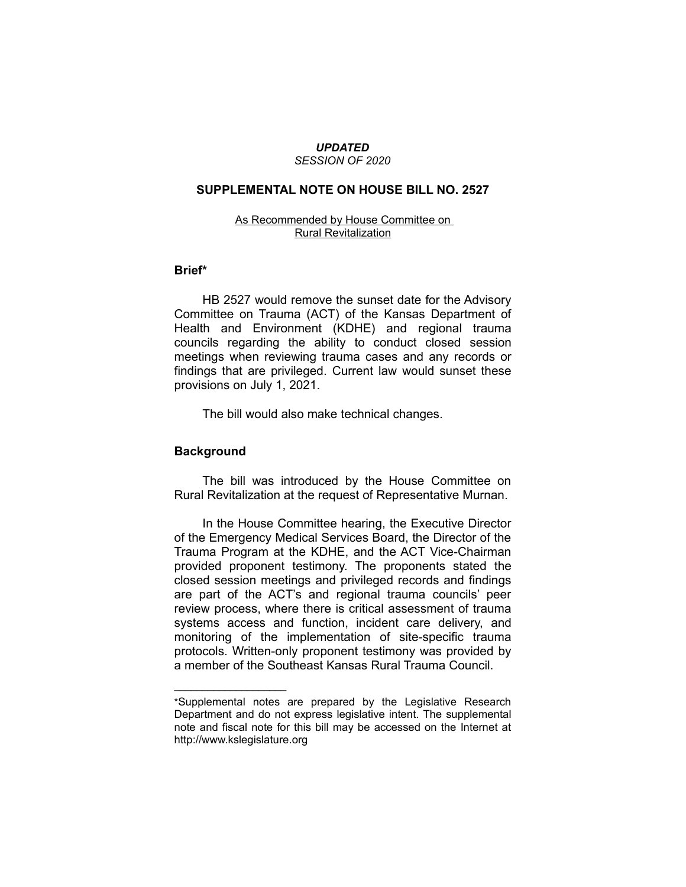*UPDATED*
*SESSION OF 2020*

## SUPPLEMENTAL NOTE ON HOUSE BILL NO. 2527

As Recommended by House Committee on Rural Revitalization

### Brief*

HB 2527 would remove the sunset date for the Advisory Committee on Trauma (ACT) of the Kansas Department of Health and Environment (KDHE) and regional trauma councils regarding the ability to conduct closed session meetings when reviewing trauma cases and any records or findings that are privileged. Current law would sunset these provisions on July 1, 2021.

The bill would also make technical changes.

### Background

The bill was introduced by the House Committee on Rural Revitalization at the request of Representative Murnan.

In the House Committee hearing, the Executive Director of the Emergency Medical Services Board, the Director of the Trauma Program at the KDHE, and the ACT Vice-Chairman provided proponent testimony. The proponents stated the closed session meetings and privileged records and findings are part of the ACT's and regional trauma councils' peer review process, where there is critical assessment of trauma systems access and function, incident care delivery, and monitoring of the implementation of site-specific trauma protocols. Written-only proponent testimony was provided by a member of the Southeast Kansas Rural Trauma Council.

---

*Supplemental notes are prepared by the Legislative Research Department and do not express legislative intent. The supplemental note and fiscal note for this bill may be accessed on the Internet at http://www.kslegislature.org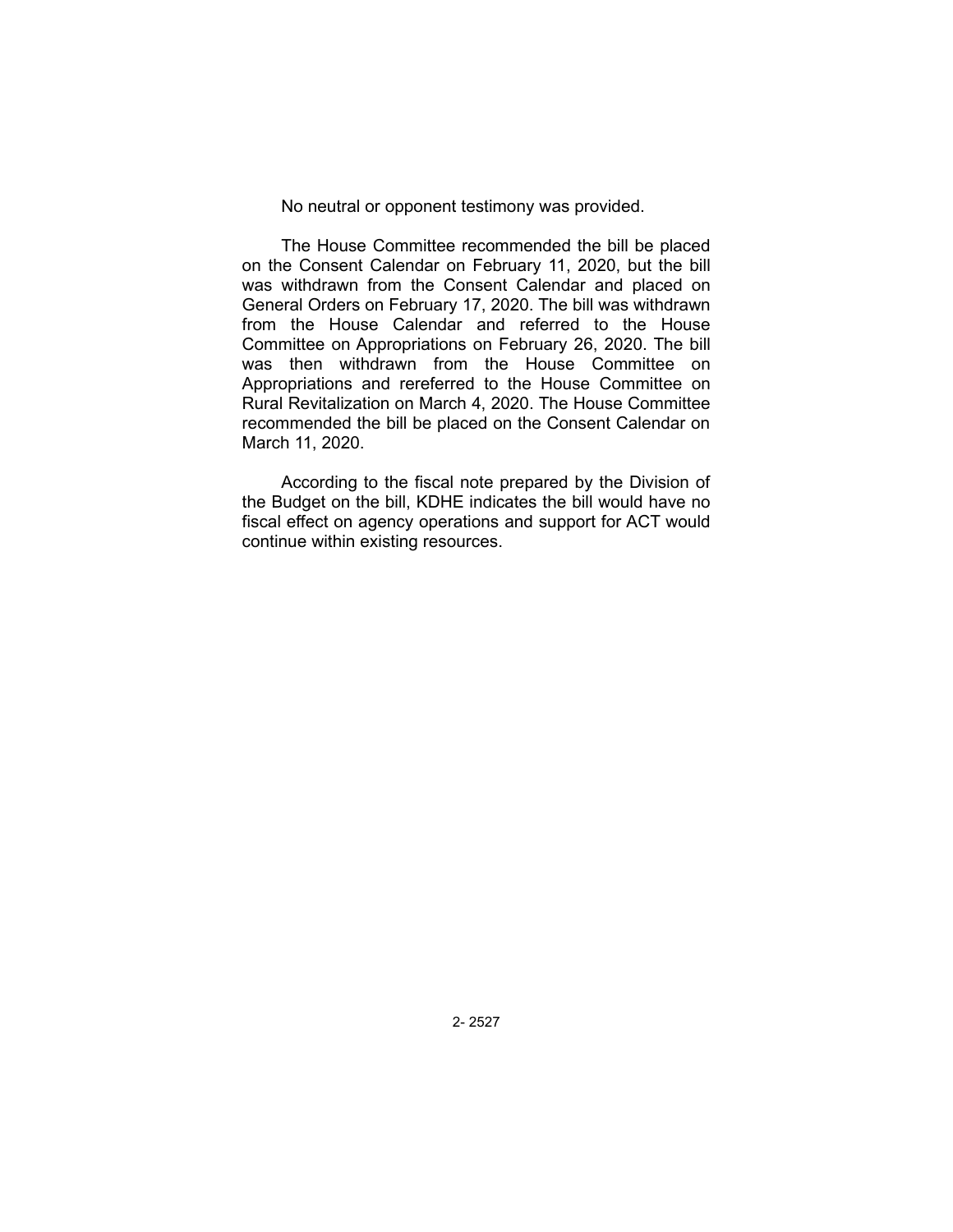No neutral or opponent testimony was provided.

The House Committee recommended the bill be placed on the Consent Calendar on February 11, 2020, but the bill was withdrawn from the Consent Calendar and placed on General Orders on February 17, 2020. The bill was withdrawn from the House Calendar and referred to the House Committee on Appropriations on February 26, 2020. The bill was then withdrawn from the House Committee on Appropriations and rereferred to the House Committee on Rural Revitalization on March 4, 2020. The House Committee recommended the bill be placed on the Consent Calendar on March 11, 2020.

According to the fiscal note prepared by the Division of the Budget on the bill, KDHE indicates the bill would have no fiscal effect on agency operations and support for ACT would continue within existing resources.